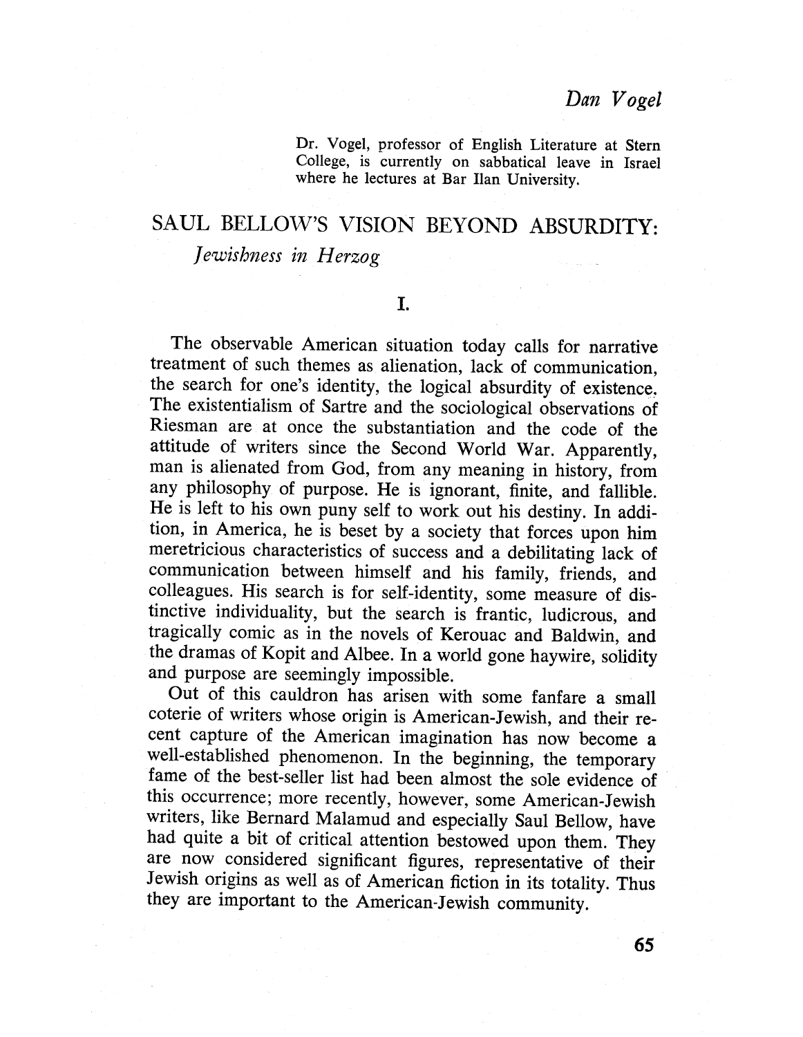*Dan Vogel*

Dr. Vogel, professor of English Literature at Stern College, is currently on sabbatical leave in Israel where he lectures at Bar Ilan University.

# SAUL BELLOW'S VISION BEYOND ABSURDITY: *Jewishness in Herzog*

## I.

The observable American situation today calls for narrative treatment of such themes as alienation, lack of communication, the search for one's identity, the logical absurdity of existence. The existentialism of Sartre and the sociological observations of Riesman are at once the substantiation and the code of the attitude of writers since the Second World War. Apparently, man is alienated from God, from any meaning in history, from any philosophy of purpose. He is ignorant, finite, and fallible. He is left to his own puny self to work out his destiny. In addition, in America, he is beset by a society that forces upon him meretricious characteristics of success and a debilitating lack of communication between himself and his family, friends, and colleagues. His search is for self-identity, some measure of distinctive individuality, but the search is frantic, ludicrous, and tragically comic as in the novels of Kerouac and Baldwin, and the dramas of Kopit and Albee. In a world gone haywire, solidity and purpose are seemingly impossible.

Out of this cauldron has arisen with some fanfare a small coterie of writers whose origin is American-Jewish, and their recent capture of the American imagination has now become a well-established phenomenon. In the beginning, the temporary fame of the best-seller list had been almost the sole evidence of this occurrence; more recently, however, some American-Jewish writers, like Bernard Malamud and especially Saul Bellow, have had quite a bit of critical attention bestowed upon them. They are now considered significant figures, representative of their Jewish origins as well as of American fiction in its totality. Thus they are important to the American-Jewish community.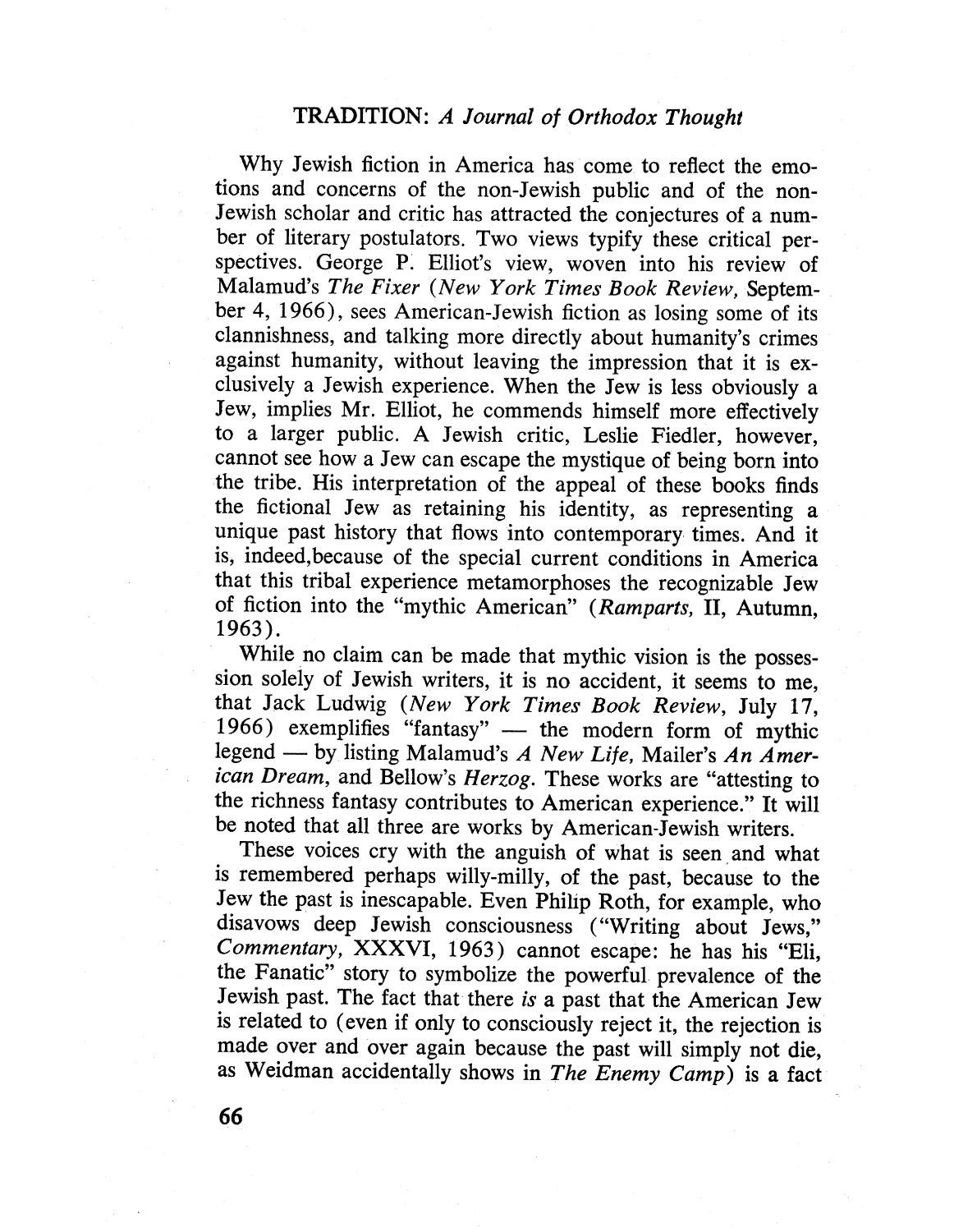Why Jewish fiction in America has come to reflect the emotions and concerns of the non-Jewish public and of the non-Jewish scholar and critic has attracted the conjectures of a number of literary postulators. Two views typify these critical perspectives. George P. Elliot's view, woven into his review of Malamud's *The Fixer* (*New York Times Book Review*, September 4, 1966), sees American-Jewish fiction as losing some of its clannishness, and talking more directly about humanity's crimes against humanity, without leaving the impression that it is exclusively a Jewish experience. When the Jew is less obviously a Jew, implies Mr. Elliot, he commends himself more effectively to a larger public. A Jewish critic, Leslie Fiedler, however, cannot see how a Jew can escape the mystique of being born into the tribe. His interpretation of the appeal of these books finds the fictional Jew as retaining his identity, as representing a unique past history that flows into contemporary times. And it is, indeed,because of the special current conditions in America that this tribal experience metamorphoses the recognizable Jew of fiction into the "mythic American" (*Ramparts*, II, Autumn, 1963).

While no claim can be made that mythic vision is the possession solely of Jewish writers, it is no accident, it seems to me, that Jack Ludwig (*New York Times Book Review*, July 17, 1966) exemplifies "fantasy" — the modern form of mythic legend — by listing Malamud's *A New Life*, Mailer's *An American Dream*, and Bellow's *Herzog*. These works are "attesting to the richness fantasy contributes to American experience." It will be noted that all three are works by American-Jewish writers.

These voices cry with the anguish of what is seen and what is remembered perhaps willy-milly, of the past, because to the Jew the past is inescapable. Even Philip Roth, for example, who disavows deep Jewish consciousness ("Writing about Jews," *Commentary*, XXXVI, 1963) cannot escape: he has his "Eli, the Fanatic" story to symbolize the powerful prevalence of the Jewish past. The fact that there *is* a past that the American Jew is related to (even if only to consciously reject it, the rejection is made over and over again because the past will simply not die, as Weidman accidentally shows in *The Enemy Camp*) is a fact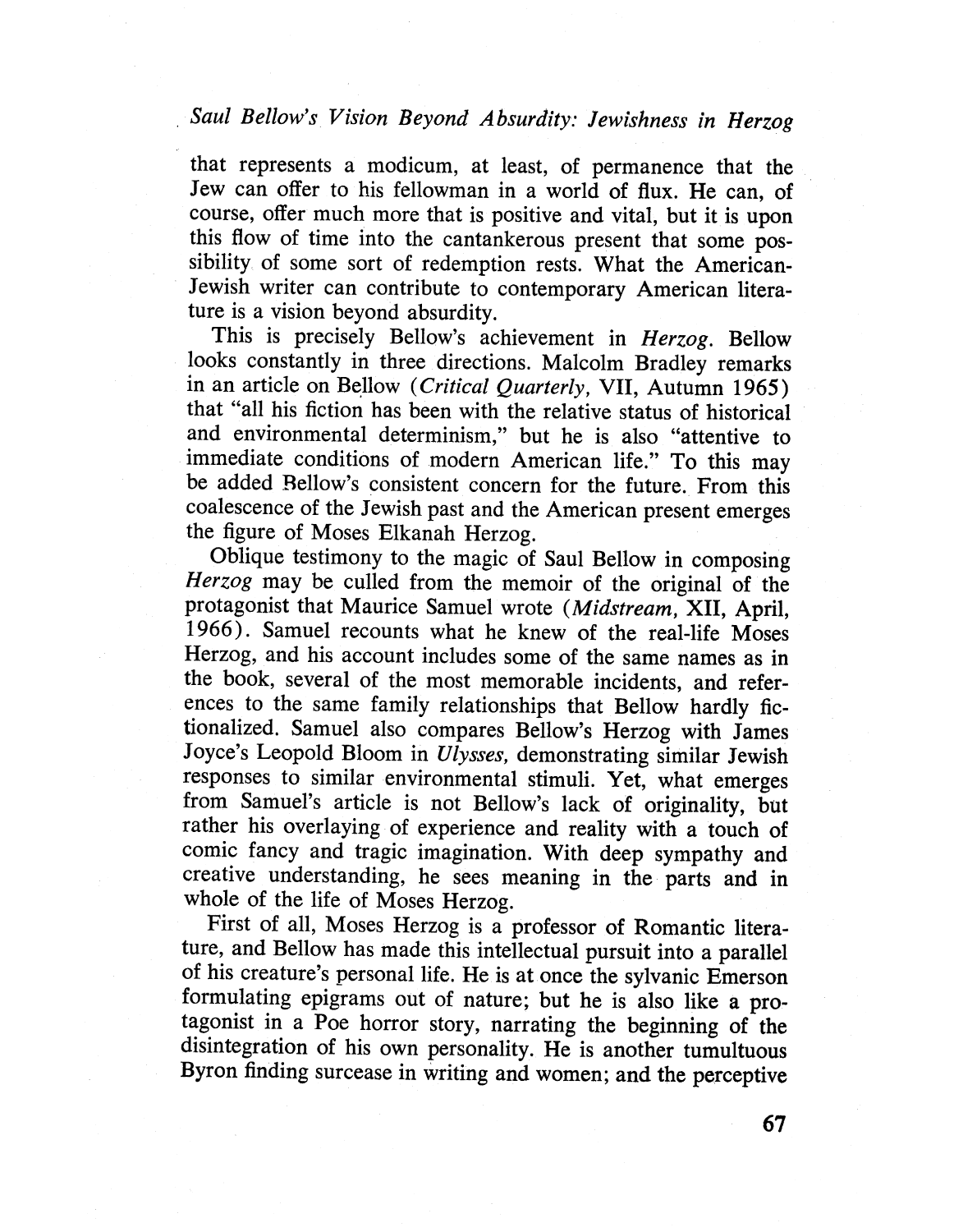that represents a modicum, at least, of permanence that the Jew can offer to his fellowman in a world of flux. He can, of course, offer much more that is positive and vital, but it is upon this flow of time into the cantankerous present that some possibility of some sort of redemption rests. What the American-Jewish writer can contribute to contemporary American literature is a vision beyond absurdity.

This is precisely Bellow's achievement in *Herzog*. Bellow looks constantly in three directions. Malcolm Bradley remarks in an article on Bellow (*Critical Quarterly*, VII, Autumn 1965) that "all his fiction has been with the relative status of historical and environmental determinism," but he is also "attentive to immediate conditions of modern American life." To this may be added Bellow's consistent concern for the future. From this coalescence of the Jewish past and the American present emerges the figure of Moses Elkanah Herzog.

Oblique testimony to the magic of Saul Bellow in composing *Herzog* may be culled from the memoir of the original of the protagonist that Maurice Samuel wrote (*Midstream*, XII, April, 1966). Samuel recounts what he knew of the real-life Moses Herzog, and his account includes some of the same names as in the book, several of the most memorable incidents, and references to the same family relationships that Bellow hardly fictionalized. Samuel also compares Bellow's Herzog with James Joyce's Leopold Bloom in *Ulysses*, demonstrating similar Jewish responses to similar environmental stimuli. Yet, what emerges from Samuel's article is not Bellow's lack of originality, but rather his overlaying of experience and reality with a touch of comic fancy and tragic imagination. With deep sympathy and creative understanding, he sees meaning in the parts and in whole of the life of Moses Herzog.

First of all, Moses Herzog is a professor of Romantic literature, and Bellow has made this intellectual pursuit into a parallel of his creature's personal life. He is at once the sylvanic Emerson formulating epigrams out of nature; but he is also like a protagonist in a Poe horror story, narrating the beginning of the disintegration of his own personality. He is another tumultuous Byron finding surcease in writing and women; and the perceptive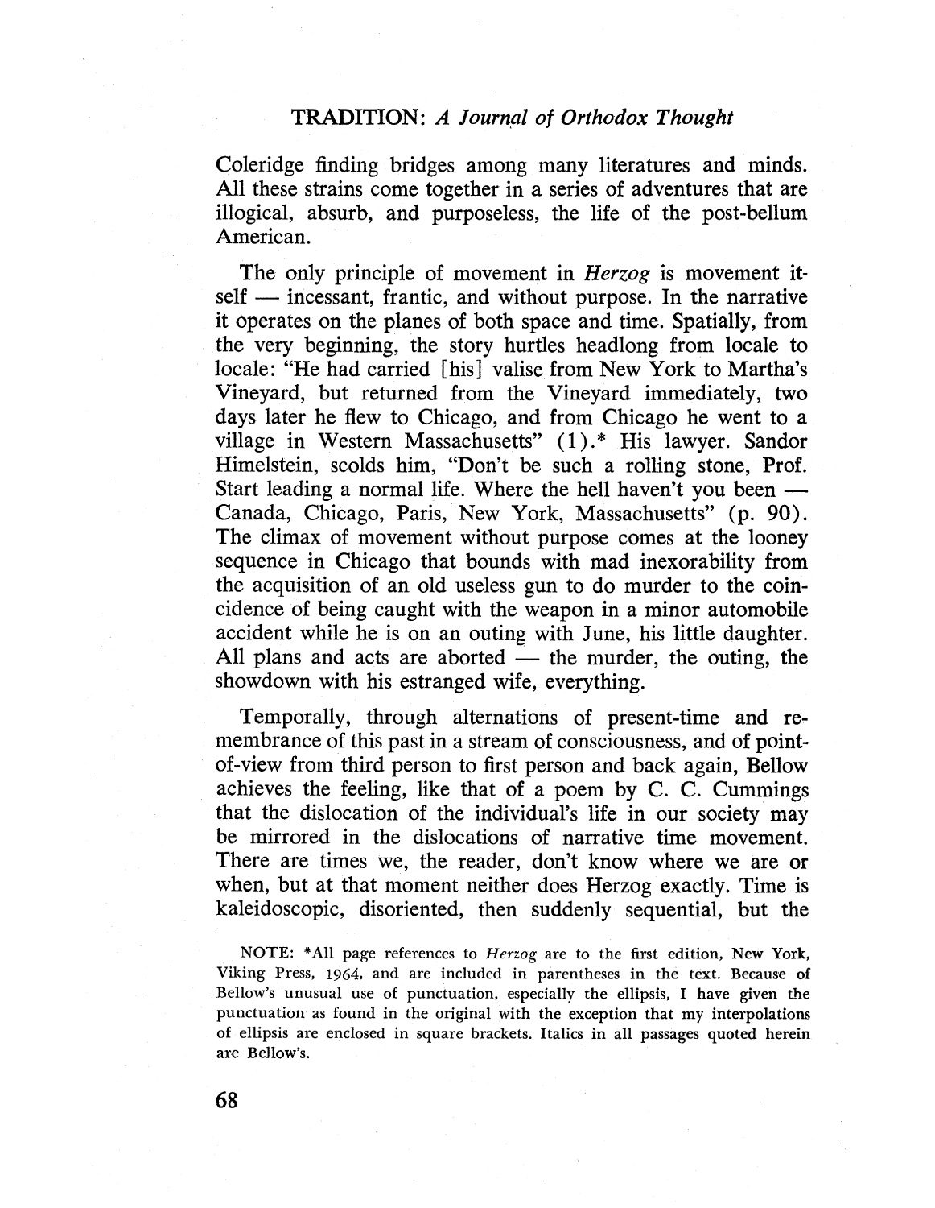Coleridge finding bridges among many literatures and minds. All these strains come together in a series of adventures that are illogical, absurb, and purposeless, the life of the post-bellum American.

The only principle of movement in *Herzog* is movement itself — incessant, frantic, and without purpose. In the narrative it operates on the planes of both space and time. Spatially, from the very beginning, the story hurtles headlong from locale to locale: "He had carried [his] valise from New York to Martha's Vineyard, but returned from the Vineyard immediately, two days later he flew to Chicago, and from Chicago he went to a village in Western Massachusetts" (1).* His lawyer. Sandor Himelstein, scolds him, "Don't be such a rolling stone, Prof. Start leading a normal life. Where the hell haven't you been — Canada, Chicago, Paris, New York, Massachusetts" (p. 90). The climax of movement without purpose comes at the looney sequence in Chicago that bounds with mad inexorability from the acquisition of an old useless gun to do murder to the coincidence of being caught with the weapon in a minor automobile accident while he is on an outing with June, his little daughter. All plans and acts are aborted — the murder, the outing, the showdown with his estranged wife, everything.

Temporally, through alternations of present-time and remembrance of this past in a stream of consciousness, and of point-of-view from third person to first person and back again, Bellow achieves the feeling, like that of a poem by C. C. Cummings that the dislocation of the individual's life in our society may be mirrored in the dislocations of narrative time movement. There are times we, the reader, don't know where we are or when, but at that moment neither does Herzog exactly. Time is kaleidoscopic, disoriented, then suddenly sequential, but the

NOTE: *All page references to *Herzog* are to the first edition, New York, Viking Press, 1964, and are included in parentheses in the text. Because of Bellow's unusual use of punctuation, especially the ellipsis, I have given the punctuation as found in the original with the exception that my interpolations of ellipsis are enclosed in square brackets. Italics in all passages quoted herein are Bellow's.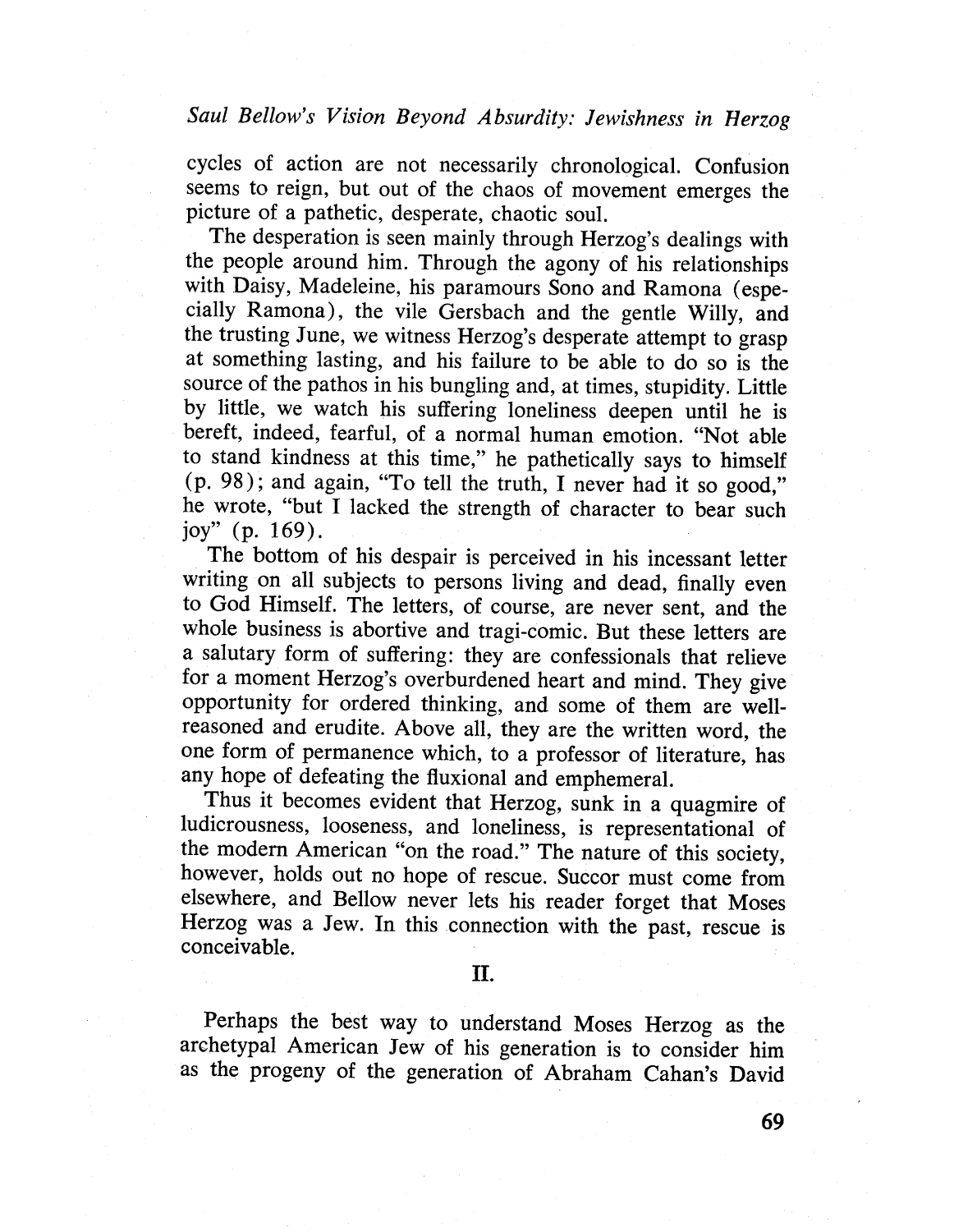cycles of action are not necessarily chronological. Confusion seems to reign, but out of the chaos of movement emerges the picture of a pathetic, desperate, chaotic soul.

The desperation is seen mainly through Herzog's dealings with the people around him. Through the agony of his relationships with Daisy, Madeleine, his paramours Sono and Ramona (especially Ramona), the vile Gersbach and the gentle Willy, and the trusting June, we witness Herzog's desperate attempt to grasp at something lasting, and his failure to be able to do so is the source of the pathos in his bungling and, at times, stupidity. Little by little, we watch his suffering loneliness deepen until he is bereft, indeed, fearful, of a normal human emotion. "Not able to stand kindness at this time," he pathetically says to himself (p. 98); and again, "To tell the truth, I never had it so good," he wrote, "but I lacked the strength of character to bear such joy" (p. 169).

The bottom of his despair is perceived in his incessant letter writing on all subjects to persons living and dead, finally even to God Himself. The letters, of course, are never sent, and the whole business is abortive and tragi-comic. But these letters are a salutary form of suffering: they are confessionals that relieve for a moment Herzog's overburdened heart and mind. They give opportunity for ordered thinking, and some of them are well-reasoned and erudite. Above all, they are the written word, the one form of permanence which, to a professor of literature, has any hope of defeating the fluxional and emphemeral.

Thus it becomes evident that Herzog, sunk in a quagmire of ludicrousness, looseness, and loneliness, is representational of the modern American "on the road." The nature of this society, however, holds out no hope of rescue. Succor must come from elsewhere, and Bellow never lets his reader forget that Moses Herzog was a Jew. In this connection with the past, rescue is conceivable.

## II.

Perhaps the best way to understand Moses Herzog as the archetypal American Jew of his generation is to consider him as the progeny of the generation of Abraham Cahan's David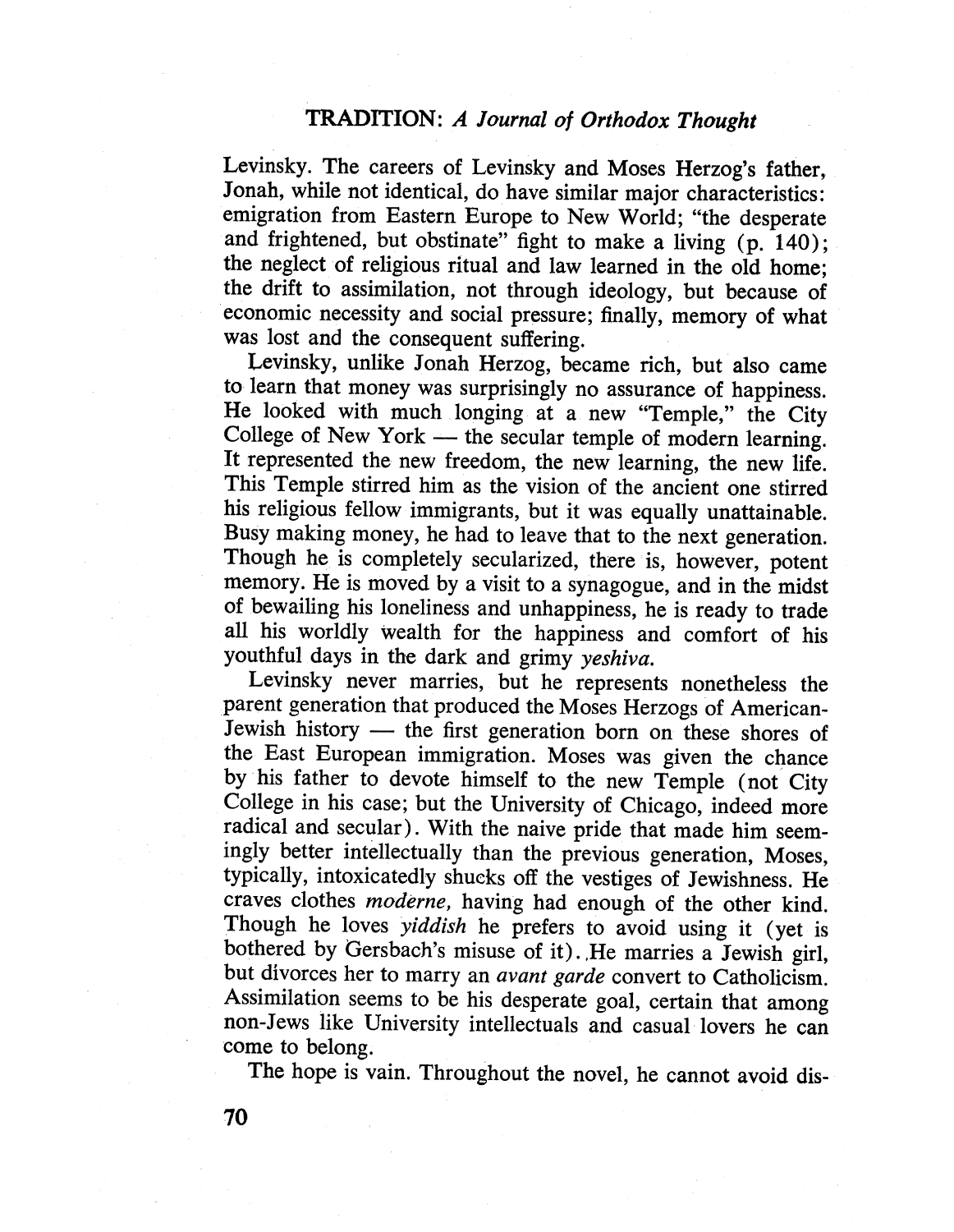Levinsky. The careers of Levinsky and Moses Herzog's father, Jonah, while not identical, do have similar major characteristics: emigration from Eastern Europe to New World; "the desperate and frightened, but obstinate" fight to make a living (p. 140); the neglect of religious ritual and law learned in the old home; the drift to assimilation, not through ideology, but because of economic necessity and social pressure; finally, memory of what was lost and the consequent suffering.

Levinsky, unlike Jonah Herzog, became rich, but also came to learn that money was surprisingly no assurance of happiness. He looked with much longing at a new "Temple," the City College of New York — the secular temple of modern learning. It represented the new freedom, the new learning, the new life. This Temple stirred him as the vision of the ancient one stirred his religious fellow immigrants, but it was equally unattainable. Busy making money, he had to leave that to the next generation. Though he is completely secularized, there is, however, potent memory. He is moved by a visit to a synagogue, and in the midst of bewailing his loneliness and unhappiness, he is ready to trade all his worldly wealth for the happiness and comfort of his youthful days in the dark and grimy *yeshiva.*

Levinsky never marries, but he represents nonetheless the parent generation that produced the Moses Herzogs of American-Jewish history — the first generation born on these shores of the East European immigration. Moses was given the chance by his father to devote himself to the new Temple (not City College in his case; but the University of Chicago, indeed more radical and secular). With the naive pride that made him seemingly better intellectually than the previous generation, Moses, typically, intoxicatedly shucks off the vestiges of Jewishness. He craves clothes *moderne,* having had enough of the other kind. Though he loves *yiddish* he prefers to avoid using it (yet is bothered by Gersbach's misuse of it). He marries a Jewish girl, but divorces her to marry an *avant garde* convert to Catholicism. Assimilation seems to be his desperate goal, certain that among non-Jews like University intellectuals and casual lovers he can come to belong.

The hope is vain. Throughout the novel, he cannot avoid dis-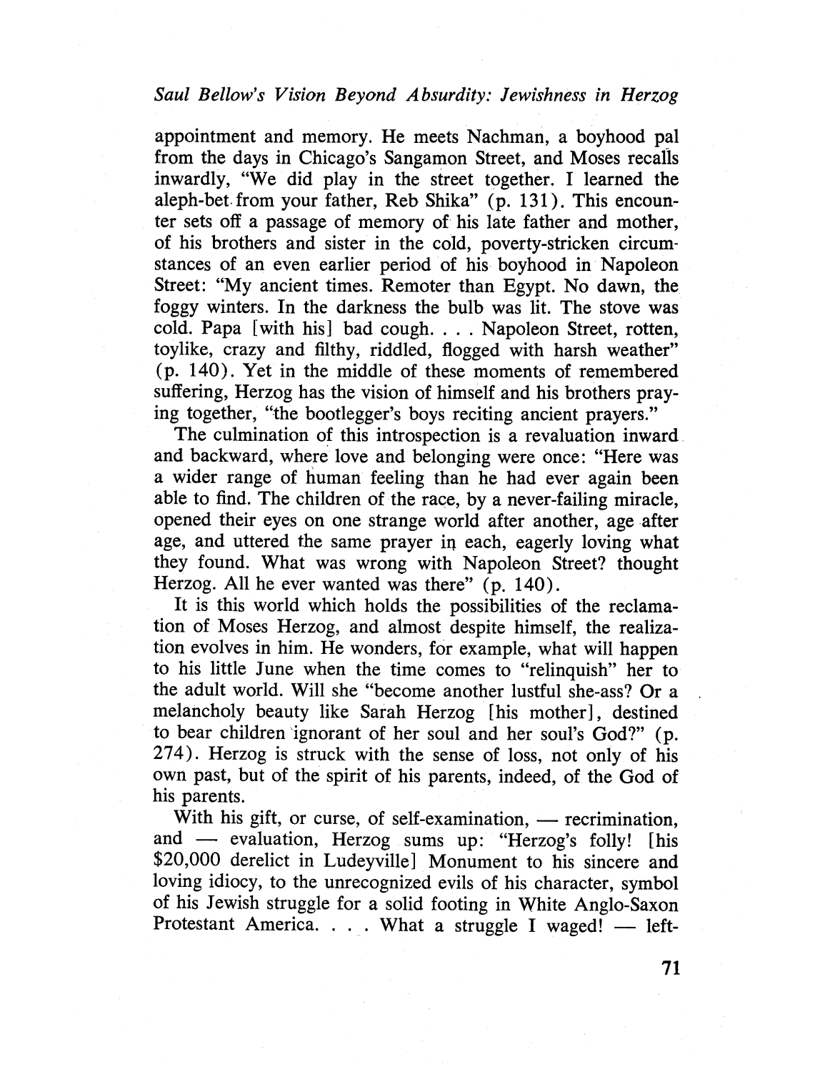appointment and memory. He meets Nachman, a boyhood pal from the days in Chicago's Sangamon Street, and Moses recalls inwardly, "We did play in the street together. I learned the aleph-bet from your father, Reb Shika" (p. 131). This encounter sets off a passage of memory of his late father and mother, of his brothers and sister in the cold, poverty-stricken circumstances of an even earlier period of his boyhood in Napoleon Street: "My ancient times. Remoter than Egypt. No dawn, the foggy winters. In the darkness the bulb was lit. The stove was cold. Papa [with his] bad cough. . . . Napoleon Street, rotten, toylike, crazy and filthy, riddled, flogged with harsh weather" (p. 140). Yet in the middle of these moments of remembered suffering, Herzog has the vision of himself and his brothers praying together, "the bootlegger's boys reciting ancient prayers."

The culmination of this introspection is a revaluation inward and backward, where love and belonging were once: "Here was a wider range of human feeling than he had ever again been able to find. The children of the race, by a never-failing miracle, opened their eyes on one strange world after another, age after age, and uttered the same prayer in each, eagerly loving what they found. What was wrong with Napoleon Street? thought Herzog. All he ever wanted was there" (p. 140).

It is this world which holds the possibilities of the reclamation of Moses Herzog, and almost despite himself, the realization evolves in him. He wonders, for example, what will happen to his little June when the time comes to "relinquish" her to the adult world. Will she "become another lustful she-ass? Or a melancholy beauty like Sarah Herzog [his mother], destined to bear children ignorant of her soul and her soul's God?" (p. 274). Herzog is struck with the sense of loss, not only of his own past, but of the spirit of his parents, indeed, of the God of his parents.

With his gift, or curse, of self-examination, — recrimination, and — evaluation, Herzog sums up: "Herzog's folly! [his $20,000 derelict in Ludeyville] Monument to his sincere and loving idiocy, to the unrecognized evils of his character, symbol of his Jewish struggle for a solid footing in White Anglo-Saxon Protestant America. . . . What a struggle I waged! — left-